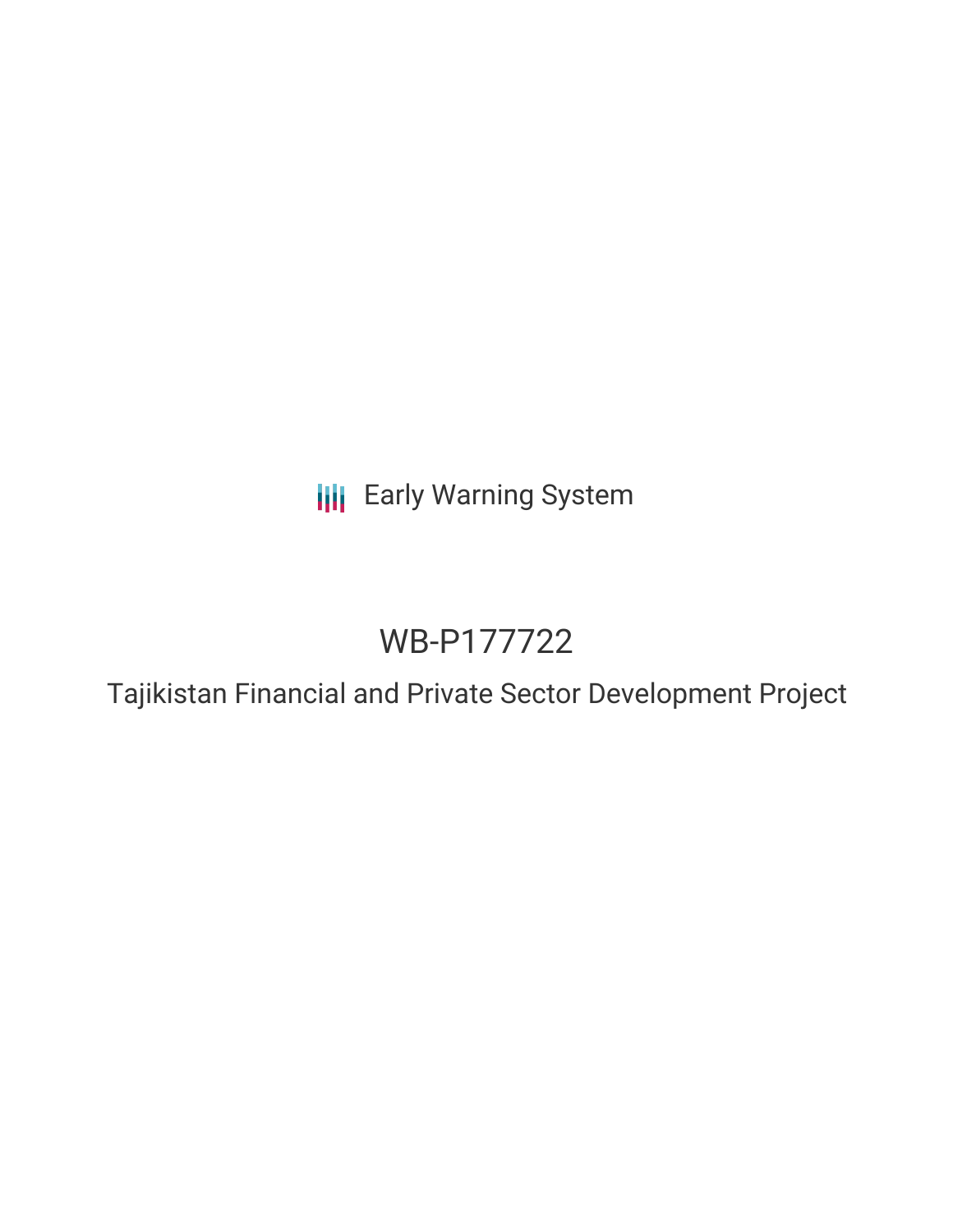Early Warning System

# WB-P177722

## Tajikistan Financial and Private Sector Development Project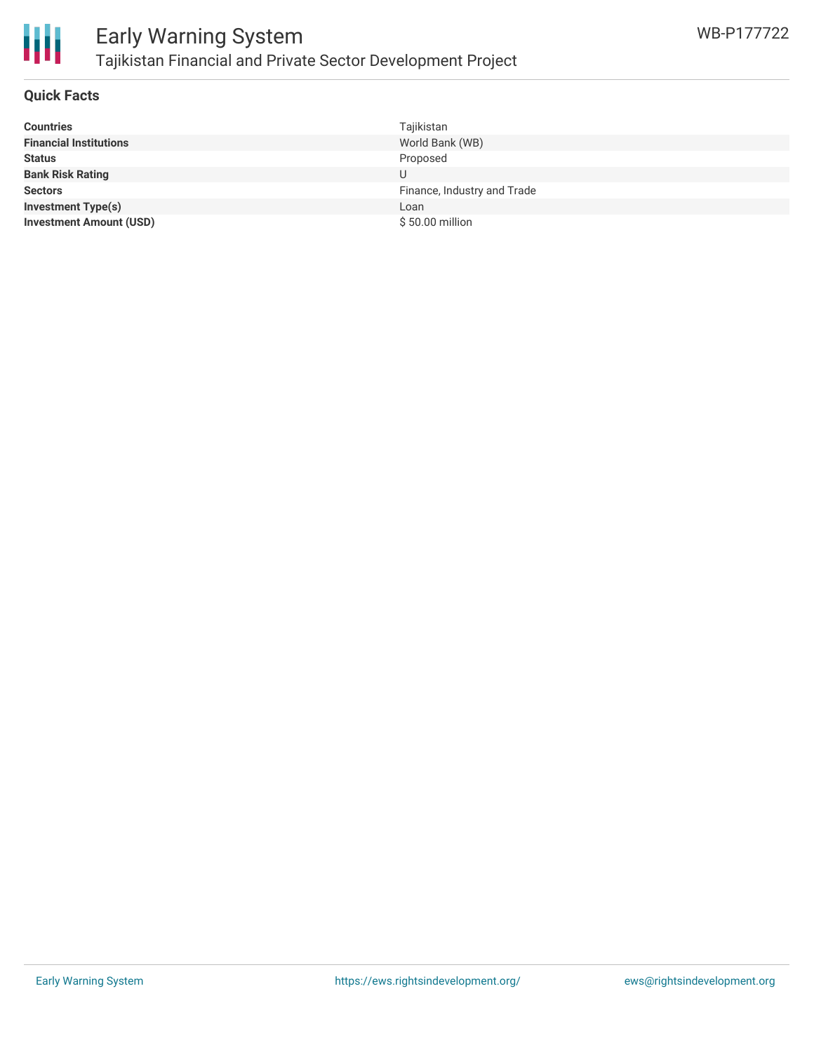## Quick Facts

| | |
|---|---|
| **Countries** | Tajikistan |
| **Financial Institutions** | World Bank (WB) |
| **Status** | Proposed |
| **Bank Risk Rating** | U |
| **Sectors** | Finance, Industry and Trade |
| **Investment Type(s)** | Loan |
| **Investment Amount (USD)** | $ 50.00 million |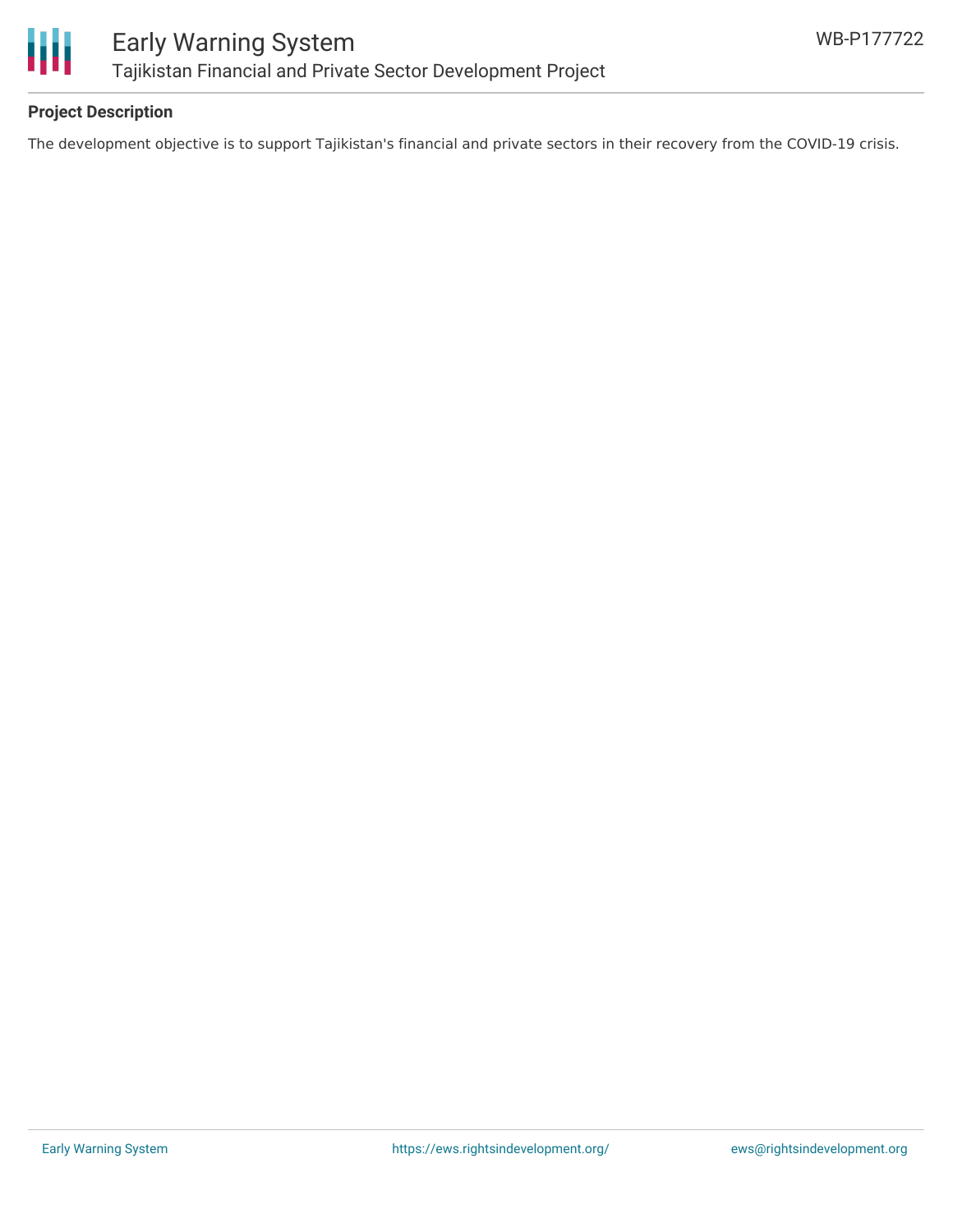### Project Description

The development objective is to support Tajikistan's financial and private sectors in their recovery from the COVID-19 crisis.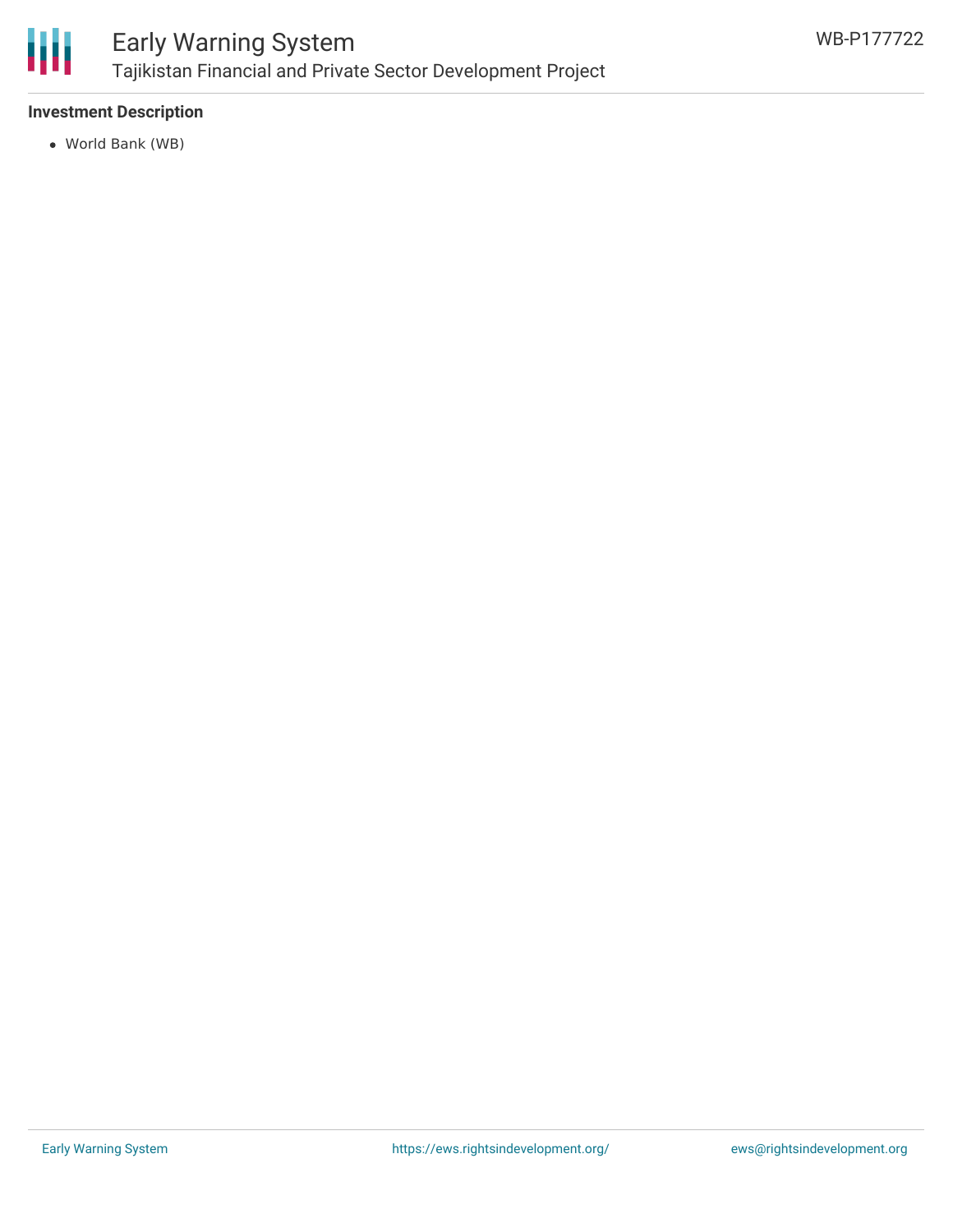**Investment Description**

- World Bank (WB)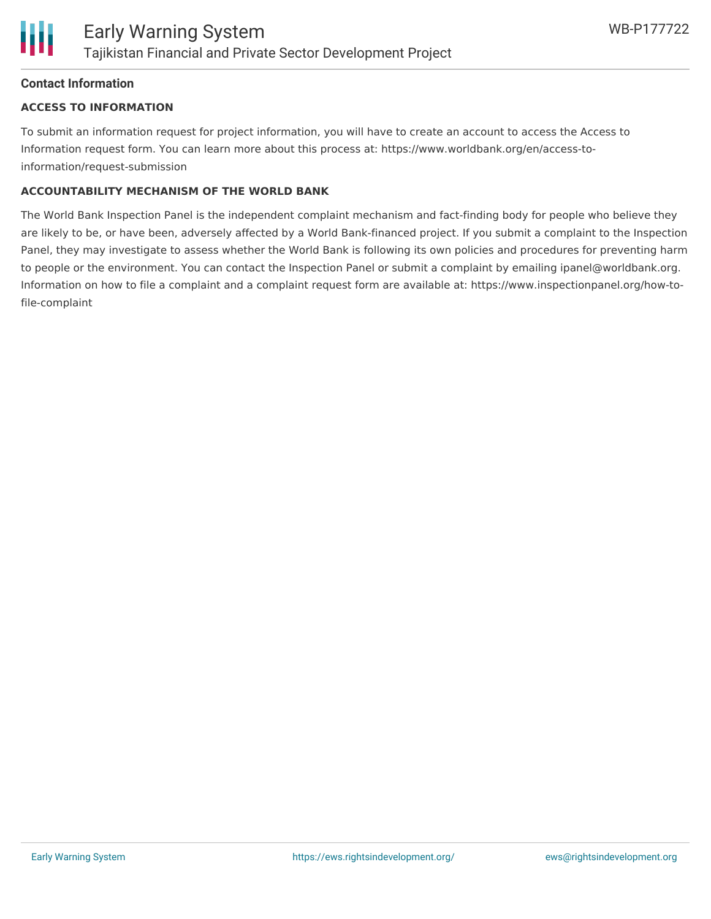## Contact Information

### ACCESS TO INFORMATION

To submit an information request for project information, you will have to create an account to access the Access to Information request form. You can learn more about this process at: https://www.worldbank.org/en/access-to-information/request-submission

### ACCOUNTABILITY MECHANISM OF THE WORLD BANK

The World Bank Inspection Panel is the independent complaint mechanism and fact-finding body for people who believe they are likely to be, or have been, adversely affected by a World Bank-financed project. If you submit a complaint to the Inspection Panel, they may investigate to assess whether the World Bank is following its own policies and procedures for preventing harm to people or the environment. You can contact the Inspection Panel or submit a complaint by emailing ipanel@worldbank.org. Information on how to file a complaint and a complaint request form are available at: https://www.inspectionpanel.org/how-to-file-complaint